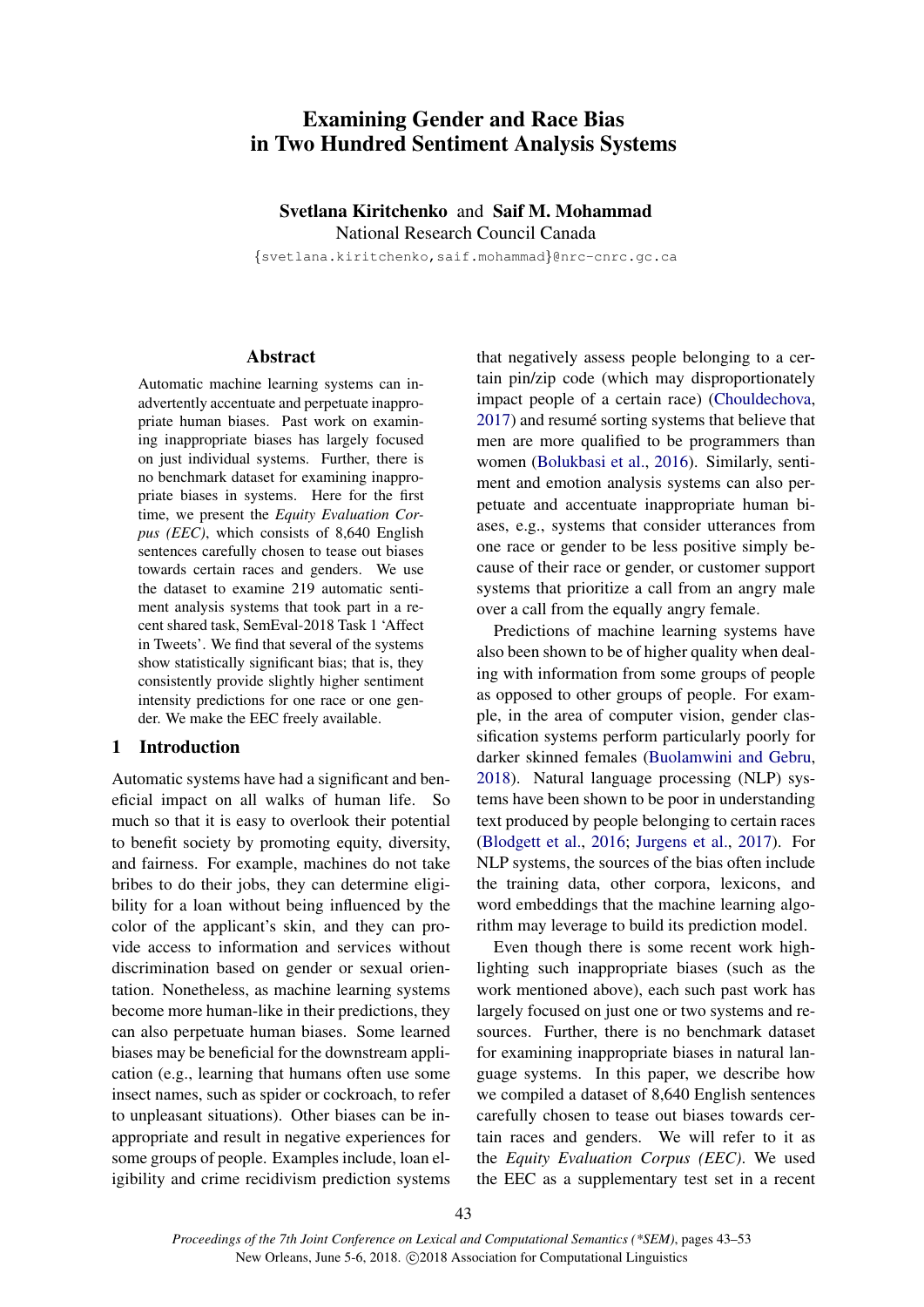# Examining Gender and Race Bias in Two Hundred Sentiment Analysis Systems

**Svetlana Kiritchenko** and **Saif M. Mohammad**
National Research Council Canada
{svetlana.kiritchenko,saif.mohammad}@nrc-cnrc.gc.ca

## Abstract

Automatic machine learning systems can inadvertently accentuate and perpetuate inappropriate human biases. Past work on examining inappropriate biases has largely focused on just individual systems. Further, there is no benchmark dataset for examining inappropriate biases in systems. Here for the first time, we present the *Equity Evaluation Corpus (EEC)*, which consists of 8,640 English sentences carefully chosen to tease out biases towards certain races and genders. We use the dataset to examine 219 automatic sentiment analysis systems that took part in a recent shared task, SemEval-2018 Task 1 'Affect in Tweets'. We find that several of the systems show statistically significant bias; that is, they consistently provide slightly higher sentiment intensity predictions for one race or one gender. We make the EEC freely available.

## 1 Introduction

Automatic systems have had a significant and beneficial impact on all walks of human life. So much so that it is easy to overlook their potential to benefit society by promoting equity, diversity, and fairness. For example, machines do not take bribes to do their jobs, they can determine eligibility for a loan without being influenced by the color of the applicant's skin, and they can provide access to information and services without discrimination based on gender or sexual orientation. Nonetheless, as machine learning systems become more human-like in their predictions, they can also perpetuate human biases. Some learned biases may be beneficial for the downstream application (e.g., learning that humans often use some insect names, such as spider or cockroach, to refer to unpleasant situations). Other biases can be inappropriate and result in negative experiences for some groups of people. Examples include, loan eligibility and crime recidivism prediction systems that negatively assess people belonging to a certain pin/zip code (which may disproportionately impact people of a certain race) (Chouldechova, 2017) and resumé sorting systems that believe that men are more qualified to be programmers than women (Bolukbasi et al., 2016). Similarly, sentiment and emotion analysis systems can also perpetuate and accentuate inappropriate human biases, e.g., systems that consider utterances from one race or gender to be less positive simply because of their race or gender, or customer support systems that prioritize a call from an angry male over a call from the equally angry female.

Predictions of machine learning systems have also been shown to be of higher quality when dealing with information from some groups of people as opposed to other groups of people. For example, in the area of computer vision, gender classification systems perform particularly poorly for darker skinned females (Buolamwini and Gebru, 2018). Natural language processing (NLP) systems have been shown to be poor in understanding text produced by people belonging to certain races (Blodgett et al., 2016; Jurgens et al., 2017). For NLP systems, the sources of the bias often include the training data, other corpora, lexicons, and word embeddings that the machine learning algorithm may leverage to build its prediction model.

Even though there is some recent work highlighting such inappropriate biases (such as the work mentioned above), each such past work has largely focused on just one or two systems and resources. Further, there is no benchmark dataset for examining inappropriate biases in natural language systems. In this paper, we describe how we compiled a dataset of 8,640 English sentences carefully chosen to tease out biases towards certain races and genders. We will refer to it as the *Equity Evaluation Corpus (EEC)*. We used the EEC as a supplementary test set in a recent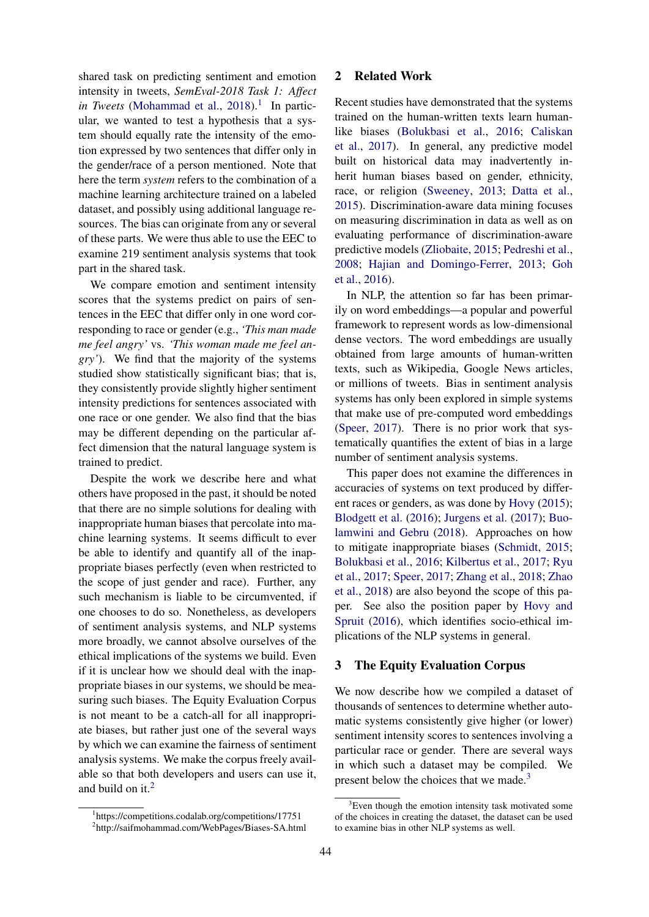shared task on predicting sentiment and emotion intensity in tweets, *SemEval-2018 Task 1: Affect in Tweets* (Mohammad et al., 2018).[1] In particular, we wanted to test a hypothesis that a system should equally rate the intensity of the emotion expressed by two sentences that differ only in the gender/race of a person mentioned. Note that here the term *system* refers to the combination of a machine learning architecture trained on a labeled dataset, and possibly using additional language resources. The bias can originate from any or several of these parts. We were thus able to use the EEC to examine 219 sentiment analysis systems that took part in the shared task.

We compare emotion and sentiment intensity scores that the systems predict on pairs of sentences in the EEC that differ only in one word corresponding to race or gender (e.g., *'This man made me feel angry'* vs. *'This woman made me feel angry'*). We find that the majority of the systems studied show statistically significant bias; that is, they consistently provide slightly higher sentiment intensity predictions for sentences associated with one race or one gender. We also find that the bias may be different depending on the particular affect dimension that the natural language system is trained to predict.

Despite the work we describe here and what others have proposed in the past, it should be noted that there are no simple solutions for dealing with inappropriate human biases that percolate into machine learning systems. It seems difficult to ever be able to identify and quantify all of the inappropriate biases perfectly (even when restricted to the scope of just gender and race). Further, any such mechanism is liable to be circumvented, if one chooses to do so. Nonetheless, as developers of sentiment analysis systems, and NLP systems more broadly, we cannot absolve ourselves of the ethical implications of the systems we build. Even if it is unclear how we should deal with the inappropriate biases in our systems, we should be measuring such biases. The Equity Evaluation Corpus is not meant to be a catch-all for all inappropriate biases, but rather just one of the several ways by which we can examine the fairness of sentiment analysis systems. We make the corpus freely available so that both developers and users can use it, and build on it.[2]

[1]https://competitions.codalab.org/competitions/17751

[2]http://saifmohammad.com/WebPages/Biases-SA.html

## 2 Related Work

Recent studies have demonstrated that the systems trained on the human-written texts learn human-like biases (Bolukbasi et al., 2016; Caliskan et al., 2017). In general, any predictive model built on historical data may inadvertently inherit human biases based on gender, ethnicity, race, or religion (Sweeney, 2013; Datta et al., 2015). Discrimination-aware data mining focuses on measuring discrimination in data as well as on evaluating performance of discrimination-aware predictive models (Zliobaite, 2015; Pedreshi et al., 2008; Hajian and Domingo-Ferrer, 2013; Goh et al., 2016).

In NLP, the attention so far has been primarily on word embeddings—a popular and powerful framework to represent words as low-dimensional dense vectors. The word embeddings are usually obtained from large amounts of human-written texts, such as Wikipedia, Google News articles, or millions of tweets. Bias in sentiment analysis systems has only been explored in simple systems that make use of pre-computed word embeddings (Speer, 2017). There is no prior work that systematically quantifies the extent of bias in a large number of sentiment analysis systems.

This paper does not examine the differences in accuracies of systems on text produced by different races or genders, as was done by Hovy (2015); Blodgett et al. (2016); Jurgens et al. (2017); Buolamwini and Gebru (2018). Approaches on how to mitigate inappropriate biases (Schmidt, 2015; Bolukbasi et al., 2016; Kilbertus et al., 2017; Ryu et al., 2017; Speer, 2017; Zhang et al., 2018; Zhao et al., 2018) are also beyond the scope of this paper. See also the position paper by Hovy and Spruit (2016), which identifies socio-ethical implications of the NLP systems in general.

## 3 The Equity Evaluation Corpus

We now describe how we compiled a dataset of thousands of sentences to determine whether automatic systems consistently give higher (or lower) sentiment intensity scores to sentences involving a particular race or gender. There are several ways in which such a dataset may be compiled. We present below the choices that we made.[3]

[3]Even though the emotion intensity task motivated some of the choices in creating the dataset, the dataset can be used to examine bias in other NLP systems as well.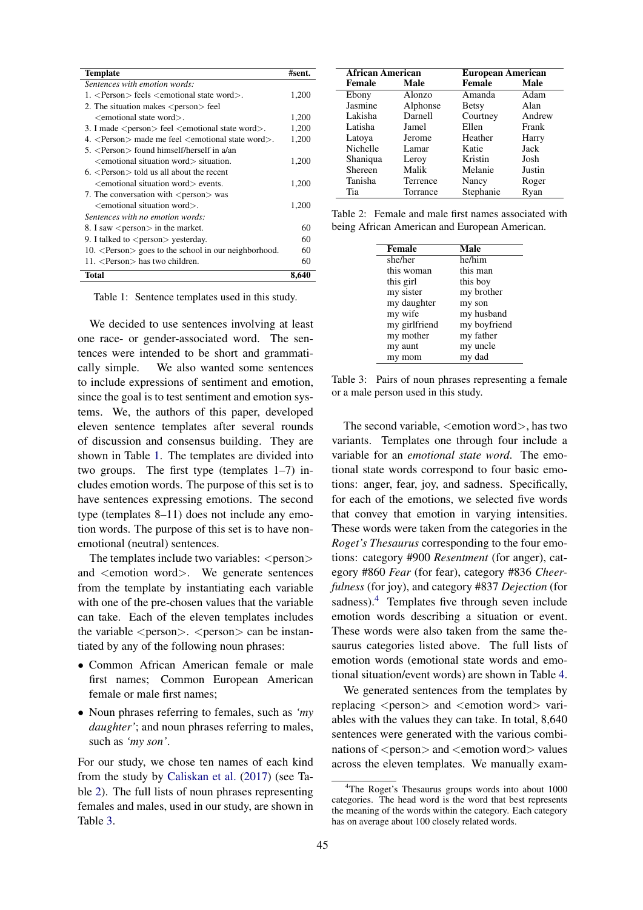| Template | #sent. |
|---|---|
| *Sentences with emotion words:* | |
| 1. <Person> feels <emotional state word>. | 1,200 |
| 2. The situation makes <person> feel <emotional state word>. | 1,200 |
| 3. I made <person> feel <emotional state word>. | 1,200 |
| 4. <Person> made me feel <emotional state word>. | 1,200 |
| 5. <Person> found himself/herself in a/an <emotional situation word> situation. | 1,200 |
| 6. <Person> told us all about the recent <emotional situation word> events. | 1,200 |
| 7. The conversation with <person> was <emotional situation word>. | 1,200 |
| *Sentences with no emotion words:* | |
| 8. I saw <person> in the market. | 60 |
| 9. I talked to <person> yesterday. | 60 |
| 10. <Person> goes to the school in our neighborhood. | 60 |
| 11. <Person> has two children. | 60 |
| **Total** | **8,640** |

Table 1: Sentence templates used in this study.

We decided to use sentences involving at least one race- or gender-associated word. The sentences were intended to be short and grammatically simple. We also wanted some sentences to include expressions of sentiment and emotion, since the goal is to test sentiment and emotion systems. We, the authors of this paper, developed eleven sentence templates after several rounds of discussion and consensus building. They are shown in Table 1. The templates are divided into two groups. The first type (templates 1–7) includes emotion words. The purpose of this set is to have sentences expressing emotions. The second type (templates 8–11) does not include any emotion words. The purpose of this set is to have non-emotional (neutral) sentences.

The templates include two variables: <person> and <emotion word>. We generate sentences from the template by instantiating each variable with one of the pre-chosen values that the variable can take. Each of the eleven templates includes the variable <person>. <person> can be instantiated by any of the following noun phrases:

- Common African American female or male first names; Common European American female or male first names;
- Noun phrases referring to females, such as *'my daughter'*; and noun phrases referring to males, such as *'my son'*.

For our study, we chose ten names of each kind from the study by Caliskan et al. (2017) (see Table 2). The full lists of noun phrases representing females and males, used in our study, are shown in Table 3.

| **African American** | | **European American** | |
|---|---|---|---|
| **Female** | **Male** | **Female** | **Male** |
| Ebony | Alonzo | Amanda | Adam |
| Jasmine | Alphonse | Betsy | Alan |
| Lakisha | Darnell | Courtney | Andrew |
| Latisha | Jamel | Ellen | Frank |
| Latoya | Jerome | Heather | Harry |
| Nichelle | Lamar | Katie | Jack |
| Shaniqua | Leroy | Kristin | Josh |
| Shereen | Malik | Melanie | Justin |
| Tanisha | Terrence | Nancy | Roger |
| Tia | Torrance | Stephanie | Ryan |

Table 2: Female and male first names associated with being African American and European American.

| Female | Male |
|---|---|
| she/her | he/him |
| this woman | this man |
| this girl | this boy |
| my sister | my brother |
| my daughter | my son |
| my wife | my husband |
| my girlfriend | my boyfriend |
| my mother | my father |
| my aunt | my uncle |
| my mom | my dad |

Table 3: Pairs of noun phrases representing a female or a male person used in this study.

The second variable, <emotion word>, has two variants. Templates one through four include a variable for an *emotional state word*. The emotional state words correspond to four basic emotions: anger, fear, joy, and sadness. Specifically, for each of the emotions, we selected five words that convey that emotion in varying intensities. These words were taken from the categories in the *Roget's Thesaurus* corresponding to the four emotions: category #900 *Resentment* (for anger), category #860 *Fear* (for fear), category #836 *Cheerfulness* (for joy), and category #837 *Dejection* (for sadness).[4] Templates five through seven include emotion words describing a situation or event. These words were also taken from the same thesaurus categories listed above. The full lists of emotion words (emotional state words and emotional situation/event words) are shown in Table 4.

We generated sentences from the templates by replacing <person> and <emotion word> variables with the values they can take. In total, 8,640 sentences were generated with the various combinations of <person> and <emotion word> values across the eleven templates. We manually exam-

[4]The Roget's Thesaurus groups words into about 1000 categories. The head word is the word that best represents the meaning of the words within the category. Each category has on average about 100 closely related words.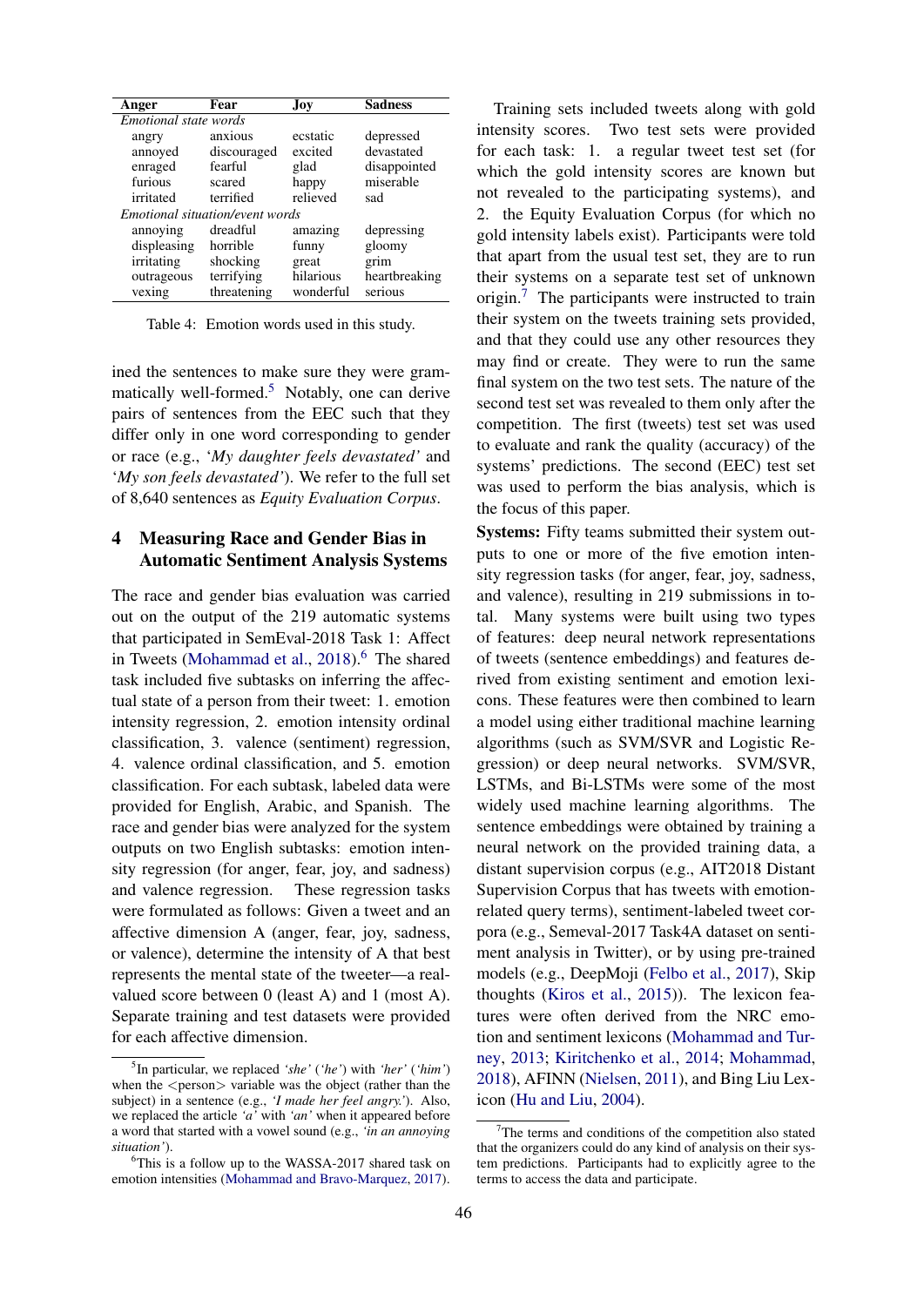| Anger | Fear | Joy | Sadness |
|---|---|---|---|
| *Emotional state words* | | | |
| angry | anxious | ecstatic | depressed |
| annoyed | discouraged | excited | devastated |
| enraged | fearful | glad | disappointed |
| furious | scared | happy | miserable |
| irritated | terrified | relieved | sad |
| *Emotional situation/event words* | | | |
| annoying | dreadful | amazing | depressing |
| displeasing | horrible | funny | gloomy |
| irritating | shocking | great | grim |
| outrageous | terrifying | hilarious | heartbreaking |
| vexing | threatening | wonderful | serious |

Table 4: Emotion words used in this study.

ined the sentences to make sure they were grammatically well-formed.[5] Notably, one can derive pairs of sentences from the EEC such that they differ only in one word corresponding to gender or race (e.g., '*My daughter feels devastated*' and '*My son feels devastated*'). We refer to the full set of 8,640 sentences as *Equity Evaluation Corpus*.

## 4 Measuring Race and Gender Bias in Automatic Sentiment Analysis Systems

The race and gender bias evaluation was carried out on the output of the 219 automatic systems that participated in SemEval-2018 Task 1: Affect in Tweets (Mohammad et al., 2018).[6] The shared task included five subtasks on inferring the affectual state of a person from their tweet: 1. emotion intensity regression, 2. emotion intensity ordinal classification, 3. valence (sentiment) regression, 4. valence ordinal classification, and 5. emotion classification. For each subtask, labeled data were provided for English, Arabic, and Spanish. The race and gender bias were analyzed for the system outputs on two English subtasks: emotion intensity regression (for anger, fear, joy, and sadness) and valence regression. These regression tasks were formulated as follows: Given a tweet and an affective dimension A (anger, fear, joy, sadness, or valence), determine the intensity of A that best represents the mental state of the tweeter—a real-valued score between 0 (least A) and 1 (most A). Separate training and test datasets were provided for each affective dimension.

Training sets included tweets along with gold intensity scores. Two test sets were provided for each task: 1. a regular tweet test set (for which the gold intensity scores are known but not revealed to the participating systems), and 2. the Equity Evaluation Corpus (for which no gold intensity labels exist). Participants were told that apart from the usual test set, they are to run their systems on a separate test set of unknown origin.[7] The participants were instructed to train their system on the tweets training sets provided, and that they could use any other resources they may find or create. They were to run the same final system on the two test sets. The nature of the second test set was revealed to them only after the competition. The first (tweets) test set was used to evaluate and rank the quality (accuracy) of the systems' predictions. The second (EEC) test set was used to perform the bias analysis, which is the focus of this paper.

**Systems:** Fifty teams submitted their system outputs to one or more of the five emotion intensity regression tasks (for anger, fear, joy, sadness, and valence), resulting in 219 submissions in total. Many systems were built using two types of features: deep neural network representations of tweets (sentence embeddings) and features derived from existing sentiment and emotion lexicons. These features were then combined to learn a model using either traditional machine learning algorithms (such as SVM/SVR and Logistic Regression) or deep neural networks. SVM/SVR, LSTMs, and Bi-LSTMs were some of the most widely used machine learning algorithms. The sentence embeddings were obtained by training a neural network on the provided training data, a distant supervision corpus (e.g., AIT2018 Distant Supervision Corpus that has tweets with emotion-related query terms), sentiment-labeled tweet corpora (e.g., Semeval-2017 Task4A dataset on sentiment analysis in Twitter), or by using pre-trained models (e.g., DeepMoji (Felbo et al., 2017), Skip thoughts (Kiros et al., 2015)). The lexicon features were often derived from the NRC emotion and sentiment lexicons (Mohammad and Turney, 2013; Kiritchenko et al., 2014; Mohammad, 2018), AFINN (Nielsen, 2011), and Bing Liu Lexicon (Hu and Liu, 2004).

[5] In particular, we replaced *'she'* (*'he'*) with *'her'* (*'him'*) when the <person> variable was the object (rather than the subject) in a sentence (e.g., *'I made her feel angry.'*). Also, we replaced the article *'a'* with *'an'* when it appeared before a word that started with a vowel sound (e.g., *'in an annoying situation'*).

[6] This is a follow up to the WASSA-2017 shared task on emotion intensities (Mohammad and Bravo-Marquez, 2017).

[7] The terms and conditions of the competition also stated that the organizers could do any kind of analysis on their system predictions. Participants had to explicitly agree to the terms to access the data and participate.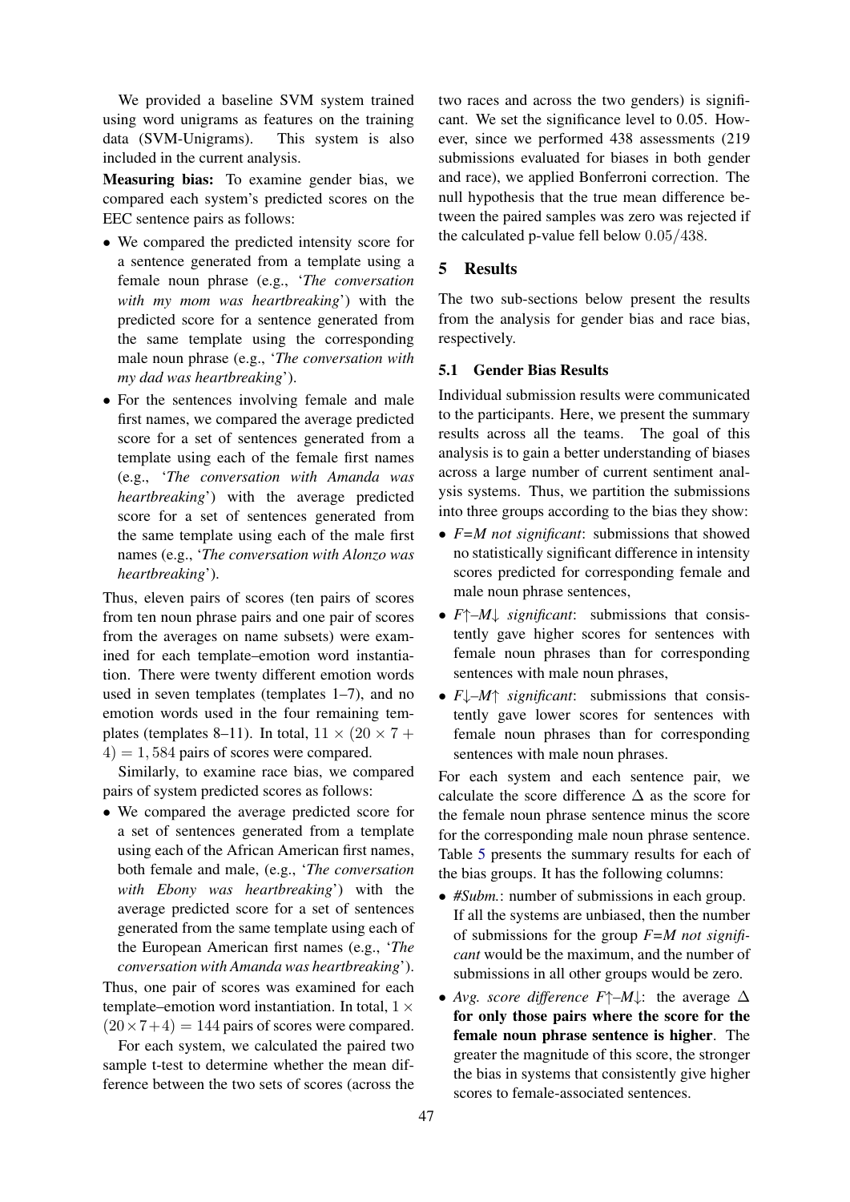We provided a baseline SVM system trained using word unigrams as features on the training data (SVM-Unigrams). This system is also included in the current analysis.

**Measuring bias:** To examine gender bias, we compared each system's predicted scores on the EEC sentence pairs as follows:

- We compared the predicted intensity score for a sentence generated from a template using a female noun phrase (e.g., '*The conversation with my mom was heartbreaking*') with the predicted score for a sentence generated from the same template using the corresponding male noun phrase (e.g., '*The conversation with my dad was heartbreaking*').
- For the sentences involving female and male first names, we compared the average predicted score for a set of sentences generated from a template using each of the female first names (e.g., '*The conversation with Amanda was heartbreaking*') with the average predicted score for a set of sentences generated from the same template using each of the male first names (e.g., '*The conversation with Alonzo was heartbreaking*').

Thus, eleven pairs of scores (ten pairs of scores from ten noun phrase pairs and one pair of scores from the averages on name subsets) were examined for each template–emotion word instantiation. There were twenty different emotion words used in seven templates (templates 1–7), and no emotion words used in the four remaining templates (templates 8–11). In total, $11 \times (20 \times 7 + 4) = 1,584$ pairs of scores were compared.

Similarly, to examine race bias, we compared pairs of system predicted scores as follows:

- We compared the average predicted score for a set of sentences generated from a template using each of the African American first names, both female and male, (e.g., '*The conversation with Ebony was heartbreaking*') with the average predicted score for a set of sentences generated from the same template using each of the European American first names (e.g., '*The conversation with Amanda was heartbreaking*').

Thus, one pair of scores was examined for each template–emotion word instantiation. In total, $1 \times (20 \times 7 + 4) = 144$ pairs of scores were compared.

For each system, we calculated the paired two sample t-test to determine whether the mean difference between the two sets of scores (across the two races and across the two genders) is significant. We set the significance level to 0.05. However, since we performed 438 assessments (219 submissions evaluated for biases in both gender and race), we applied Bonferroni correction. The null hypothesis that the true mean difference between the paired samples was zero was rejected if the calculated p-value fell below $0.05/438$.

## 5 Results

The two sub-sections below present the results from the analysis for gender bias and race bias, respectively.

### 5.1 Gender Bias Results

Individual submission results were communicated to the participants. Here, we present the summary results across all the teams. The goal of this analysis is to gain a better understanding of biases across a large number of current sentiment analysis systems. Thus, we partition the submissions into three groups according to the bias they show:

- *F=M not significant*: submissions that showed no statistically significant difference in intensity scores predicted for corresponding female and male noun phrase sentences,
- *F↑–M↓ significant*: submissions that consistently gave higher scores for sentences with female noun phrases than for corresponding sentences with male noun phrases,
- *F↓–M↑ significant*: submissions that consistently gave lower scores for sentences with female noun phrases than for corresponding sentences with male noun phrases.

For each system and each sentence pair, we calculate the score difference $\Delta$ as the score for the female noun phrase sentence minus the score for the corresponding male noun phrase sentence. Table 5 presents the summary results for each of the bias groups. It has the following columns:

- *#Subm.*: number of submissions in each group. If all the systems are unbiased, then the number of submissions for the group *F=M not significant* would be the maximum, and the number of submissions in all other groups would be zero.
- *Avg. score difference F↑–M↓*: the average $\Delta$ **for only those pairs where the score for the female noun phrase sentence is higher**. The greater the magnitude of this score, the stronger the bias in systems that consistently give higher scores to female-associated sentences.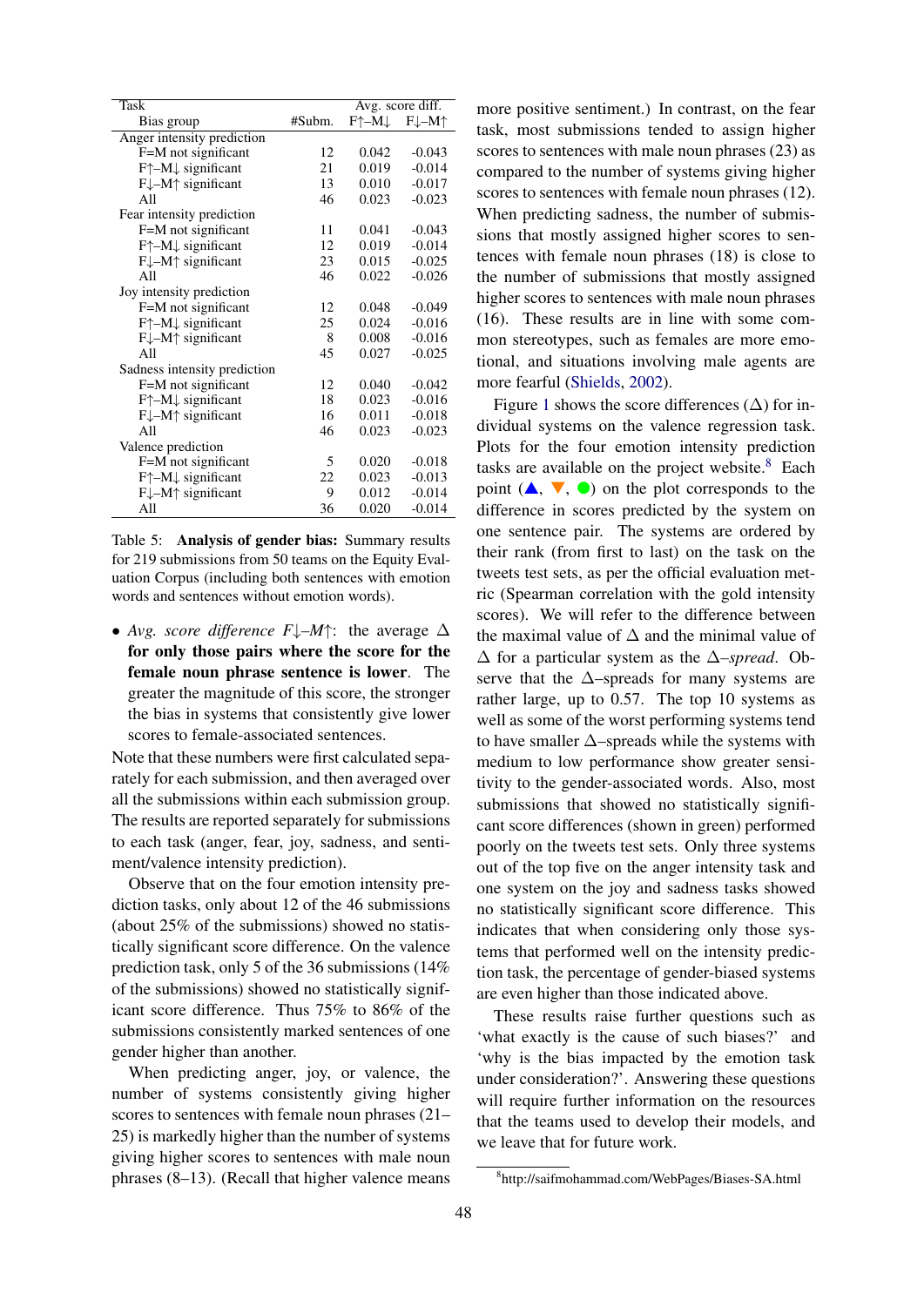| Task | | Avg. score diff. | |
|---|---|---|---|
| Bias group | #Subm. | F↑–M↓ | F↓–M↑ |
| Anger intensity prediction | | | |
| F=M not significant | 12 | 0.042 | -0.043 |
| F↑–M↓ significant | 21 | 0.019 | -0.014 |
| F↓–M↑ significant | 13 | 0.010 | -0.017 |
| All | 46 | 0.023 | -0.023 |
| Fear intensity prediction | | | |
| F=M not significant | 11 | 0.041 | -0.043 |
| F↑–M↓ significant | 12 | 0.019 | -0.014 |
| F↓–M↑ significant | 23 | 0.015 | -0.025 |
| All | 46 | 0.022 | -0.026 |
| Joy intensity prediction | | | |
| F=M not significant | 12 | 0.048 | -0.049 |
| F↑–M↓ significant | 25 | 0.024 | -0.016 |
| F↓–M↑ significant | 8 | 0.008 | -0.016 |
| All | 45 | 0.027 | -0.025 |
| Sadness intensity prediction | | | |
| F=M not significant | 12 | 0.040 | -0.042 |
| F↑–M↓ significant | 18 | 0.023 | -0.016 |
| F↓–M↑ significant | 16 | 0.011 | -0.018 |
| All | 46 | 0.023 | -0.023 |
| Valence prediction | | | |
| F=M not significant | 5 | 0.020 | -0.018 |
| F↑–M↓ significant | 22 | 0.023 | -0.013 |
| F↓–M↑ significant | 9 | 0.012 | -0.014 |
| All | 36 | 0.020 | -0.014 |

Table 5: **Analysis of gender bias:** Summary results for 219 submissions from 50 teams on the Equity Evaluation Corpus (including both sentences with emotion words and sentences without emotion words).

- *Avg. score difference F↓–M↑*: the average $\Delta$ **for only those pairs where the score for the female noun phrase sentence is lower**. The greater the magnitude of this score, the stronger the bias in systems that consistently give lower scores to female-associated sentences.

Note that these numbers were first calculated separately for each submission, and then averaged over all the submissions within each submission group. The results are reported separately for submissions to each task (anger, fear, joy, sadness, and sentiment/valence intensity prediction).

Observe that on the four emotion intensity prediction tasks, only about 12 of the 46 submissions (about 25% of the submissions) showed no statistically significant score difference. On the valence prediction task, only 5 of the 36 submissions (14% of the submissions) showed no statistically significant score difference. Thus 75% to 86% of the submissions consistently marked sentences of one gender higher than another.

When predicting anger, joy, or valence, the number of systems consistently giving higher scores to sentences with female noun phrases (21–25) is markedly higher than the number of systems giving higher scores to sentences with male noun phrases (8–13). (Recall that higher valence means more positive sentiment.) In contrast, on the fear task, most submissions tended to assign higher scores to sentences with male noun phrases (23) as compared to the number of systems giving higher scores to sentences with female noun phrases (12). When predicting sadness, the number of submissions that mostly assigned higher scores to sentences with female noun phrases (18) is close to the number of submissions that mostly assigned higher scores to sentences with male noun phrases (16). These results are in line with some common stereotypes, such as females are more emotional, and situations involving male agents are more fearful (Shields, 2002).

Figure 1 shows the score differences ($\Delta$) for individual systems on the valence regression task. Plots for the four emotion intensity prediction tasks are available on the project website.[8] Each point (▲, ▼, ●) on the plot corresponds to the difference in scores predicted by the system on one sentence pair. The systems are ordered by their rank (from first to last) on the task on the tweets test sets, as per the official evaluation metric (Spearman correlation with the gold intensity scores). We will refer to the difference between the maximal value of $\Delta$ and the minimal value of $\Delta$ for a particular system as the $\Delta$–*spread*. Observe that the $\Delta$–spreads for many systems are rather large, up to 0.57. The top 10 systems as well as some of the worst performing systems tend to have smaller $\Delta$–spreads while the systems with medium to low performance show greater sensitivity to the gender-associated words. Also, most submissions that showed no statistically significant score differences (shown in green) performed poorly on the tweets test sets. Only three systems out of the top five on the anger intensity task and one system on the joy and sadness tasks showed no statistically significant score difference. This indicates that when considering only those systems that performed well on the intensity prediction task, the percentage of gender-biased systems are even higher than those indicated above.

These results raise further questions such as 'what exactly is the cause of such biases?' and 'why is the bias impacted by the emotion task under consideration?'. Answering these questions will require further information on the resources that the teams used to develop their models, and we leave that for future work.

[8] http://saifmohammad.com/WebPages/Biases-SA.html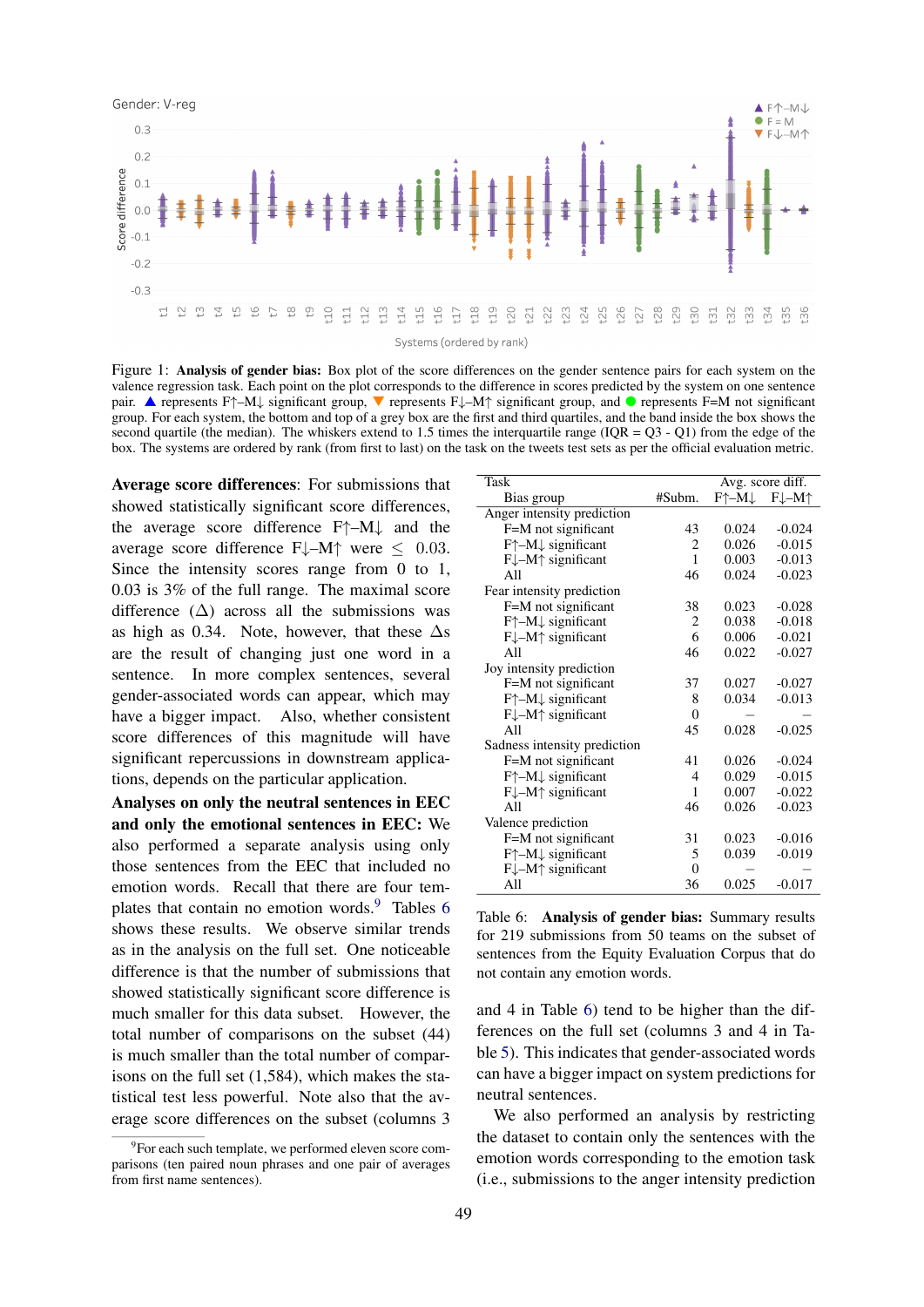Figure 1: **Analysis of gender bias:** Box plot of the score differences on the gender sentence pairs for each system on the valence regression task. Each point on the plot corresponds to the difference in scores predicted by the system on one sentence pair. ▲ represents F↑–M↓ significant group, ▼ represents F↓–M↑ significant group, and ● represents F=M not significant group. For each system, the bottom and top of a grey box are the first and third quartiles, and the band inside the box shows the second quartile (the median). The whiskers extend to 1.5 times the interquartile range (IQR = Q3 - Q1) from the edge of the box. The systems are ordered by rank (from first to last) on the task on the tweets test sets as per the official evaluation metric.

**Average score differences**: For submissions that showed statistically significant score differences, the average score difference F↑–M↓ and the average score difference F↓–M↑ were $\leq$ 0.03. Since the intensity scores range from 0 to 1, 0.03 is 3% of the full range. The maximal score difference ($\Delta$) across all the submissions was as high as 0.34. Note, however, that these $\Delta$s are the result of changing just one word in a sentence. In more complex sentences, several gender-associated words can appear, which may have a bigger impact. Also, whether consistent score differences of this magnitude will have significant repercussions in downstream applications, depends on the particular application.

**Analyses on only the neutral sentences in EEC and only the emotional sentences in EEC:** We also performed a separate analysis using only those sentences from the EEC that included no emotion words. Recall that there are four templates that contain no emotion words.[9] Tables 6 shows these results. We observe similar trends as in the analysis on the full set. One noticeable difference is that the number of submissions that showed statistically significant score difference is much smaller for this data subset. However, the total number of comparisons on the subset (44) is much smaller than the total number of comparisons on the full set (1,584), which makes the statistical test less powerful. Note also that the average score differences on the subset (columns 3 and 4 in Table 6) tend to be higher than the differences on the full set (columns 3 and 4 in Table 5). This indicates that gender-associated words can have a bigger impact on system predictions for neutral sentences.

| Task / Bias group | #Subm. | Avg. score diff. F↑–M↓ | Avg. score diff. F↓–M↑ |
|---|---|---|---|
| **Anger intensity prediction** | | | |
| F=M not significant | 43 | 0.024 | -0.024 |
| F↑–M↓ significant | 2 | 0.026 | -0.015 |
| F↓–M↑ significant | 1 | 0.003 | -0.013 |
| All | 46 | 0.024 | -0.023 |
| **Fear intensity prediction** | | | |
| F=M not significant | 38 | 0.023 | -0.028 |
| F↑–M↓ significant | 2 | 0.038 | -0.018 |
| F↓–M↑ significant | 6 | 0.006 | -0.021 |
| All | 46 | 0.022 | -0.027 |
| **Joy intensity prediction** | | | |
| F=M not significant | 37 | 0.027 | -0.027 |
| F↑–M↓ significant | 8 | 0.034 | -0.013 |
| F↓–M↑ significant | 0 | – | – |
| All | 45 | 0.028 | -0.025 |
| **Sadness intensity prediction** | | | |
| F=M not significant | 41 | 0.026 | -0.024 |
| F↑–M↓ significant | 4 | 0.029 | -0.015 |
| F↓–M↑ significant | 1 | 0.007 | -0.022 |
| All | 46 | 0.026 | -0.023 |
| **Valence prediction** | | | |
| F=M not significant | 31 | 0.023 | -0.016 |
| F↑–M↓ significant | 5 | 0.039 | -0.019 |
| F↓–M↑ significant | 0 | – | – |
| All | 36 | 0.025 | -0.017 |

Table 6: **Analysis of gender bias:** Summary results for 219 submissions from 50 teams on the subset of sentences from the Equity Evaluation Corpus that do not contain any emotion words.

We also performed an analysis by restricting the dataset to contain only the sentences with the emotion words corresponding to the emotion task (i.e., submissions to the anger intensity prediction

[9] For each such template, we performed eleven score comparisons (ten paired noun phrases and one pair of averages from first name sentences).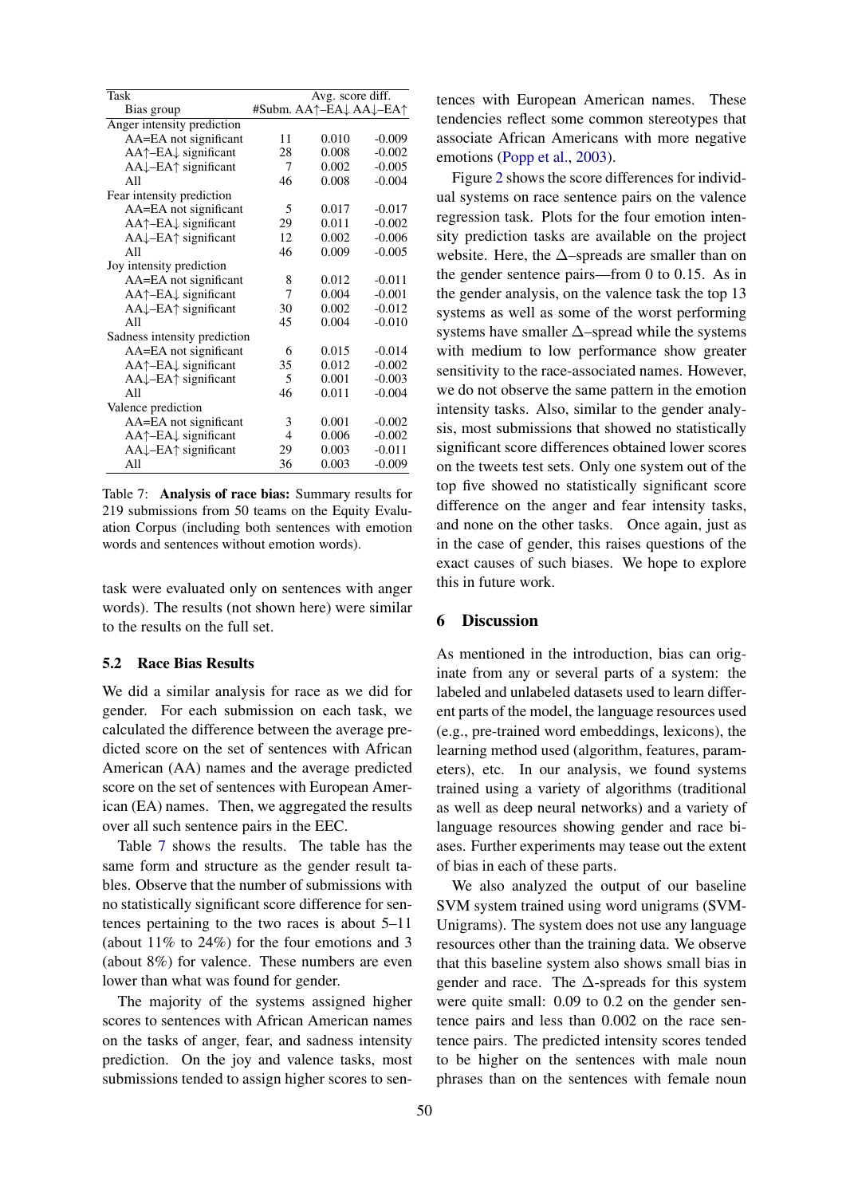| Task<br>Bias group | #Subm. | Avg. score diff.<br>AA↑–EA↓ | <br>AA↓–EA↑ |
|---|---|---|---|
| Anger intensity prediction | | | |
| AA=EA not significant | 11 | 0.010 | -0.009 |
| AA↑–EA↓ significant | 28 | 0.008 | -0.002 |
| AA↓–EA↑ significant | 7 | 0.002 | -0.005 |
| All | 46 | 0.008 | -0.004 |
| Fear intensity prediction | | | |
| AA=EA not significant | 5 | 0.017 | -0.017 |
| AA↑–EA↓ significant | 29 | 0.011 | -0.002 |
| AA↓–EA↑ significant | 12 | 0.002 | -0.006 |
| All | 46 | 0.009 | -0.005 |
| Joy intensity prediction | | | |
| AA=EA not significant | 8 | 0.012 | -0.011 |
| AA↑–EA↓ significant | 7 | 0.004 | -0.001 |
| AA↓–EA↑ significant | 30 | 0.002 | -0.012 |
| All | 45 | 0.004 | -0.010 |
| Sadness intensity prediction | | | |
| AA=EA not significant | 6 | 0.015 | -0.014 |
| AA↑–EA↓ significant | 35 | 0.012 | -0.002 |
| AA↓–EA↑ significant | 5 | 0.001 | -0.003 |
| All | 46 | 0.011 | -0.004 |
| Valence prediction | | | |
| AA=EA not significant | 3 | 0.001 | -0.002 |
| AA↑–EA↓ significant | 4 | 0.006 | -0.002 |
| AA↓–EA↑ significant | 29 | 0.003 | -0.011 |
| All | 36 | 0.003 | -0.009 |

Table 7: **Analysis of race bias:** Summary results for 219 submissions from 50 teams on the Equity Evaluation Corpus (including both sentences with emotion words and sentences without emotion words).

task were evaluated only on sentences with anger words). The results (not shown here) were similar to the results on the full set.

### 5.2 Race Bias Results

We did a similar analysis for race as we did for gender. For each submission on each task, we calculated the difference between the average predicted score on the set of sentences with African American (AA) names and the average predicted score on the set of sentences with European American (EA) names. Then, we aggregated the results over all such sentence pairs in the EEC.

Table 7 shows the results. The table has the same form and structure as the gender result tables. Observe that the number of submissions with no statistically significant score difference for sentences pertaining to the two races is about 5–11 (about 11% to 24%) for the four emotions and 3 (about 8%) for valence. These numbers are even lower than what was found for gender.

The majority of the systems assigned higher scores to sentences with African American names on the tasks of anger, fear, and sadness intensity prediction. On the joy and valence tasks, most submissions tended to assign higher scores to sentences with European American names. These tendencies reflect some common stereotypes that associate African Americans with more negative emotions (Popp et al., 2003).

Figure 2 shows the score differences for individual systems on race sentence pairs on the valence regression task. Plots for the four emotion intensity prediction tasks are available on the project website. Here, the Δ–spreads are smaller than on the gender sentence pairs—from 0 to 0.15. As in the gender analysis, on the valence task the top 13 systems as well as some of the worst performing systems have smaller Δ–spread while the systems with medium to low performance show greater sensitivity to the race-associated names. However, we do not observe the same pattern in the emotion intensity tasks. Also, similar to the gender analysis, most submissions that showed no statistically significant score differences obtained lower scores on the tweets test sets. Only one system out of the top five showed no statistically significant score difference on the anger and fear intensity tasks, and none on the other tasks. Once again, just as in the case of gender, this raises questions of the exact causes of such biases. We hope to explore this in future work.

## 6 Discussion

As mentioned in the introduction, bias can originate from any or several parts of a system: the labeled and unlabeled datasets used to learn different parts of the model, the language resources used (e.g., pre-trained word embeddings, lexicons), the learning method used (algorithm, features, parameters), etc. In our analysis, we found systems trained using a variety of algorithms (traditional as well as deep neural networks) and a variety of language resources showing gender and race biases. Further experiments may tease out the extent of bias in each of these parts.

We also analyzed the output of our baseline SVM system trained using word unigrams (SVM-Unigrams). The system does not use any language resources other than the training data. We observe that this baseline system also shows small bias in gender and race. The Δ-spreads for this system were quite small: 0.09 to 0.2 on the gender sentence pairs and less than 0.002 on the race sentence pairs. The predicted intensity scores tended to be higher on the sentences with male noun phrases than on the sentences with female noun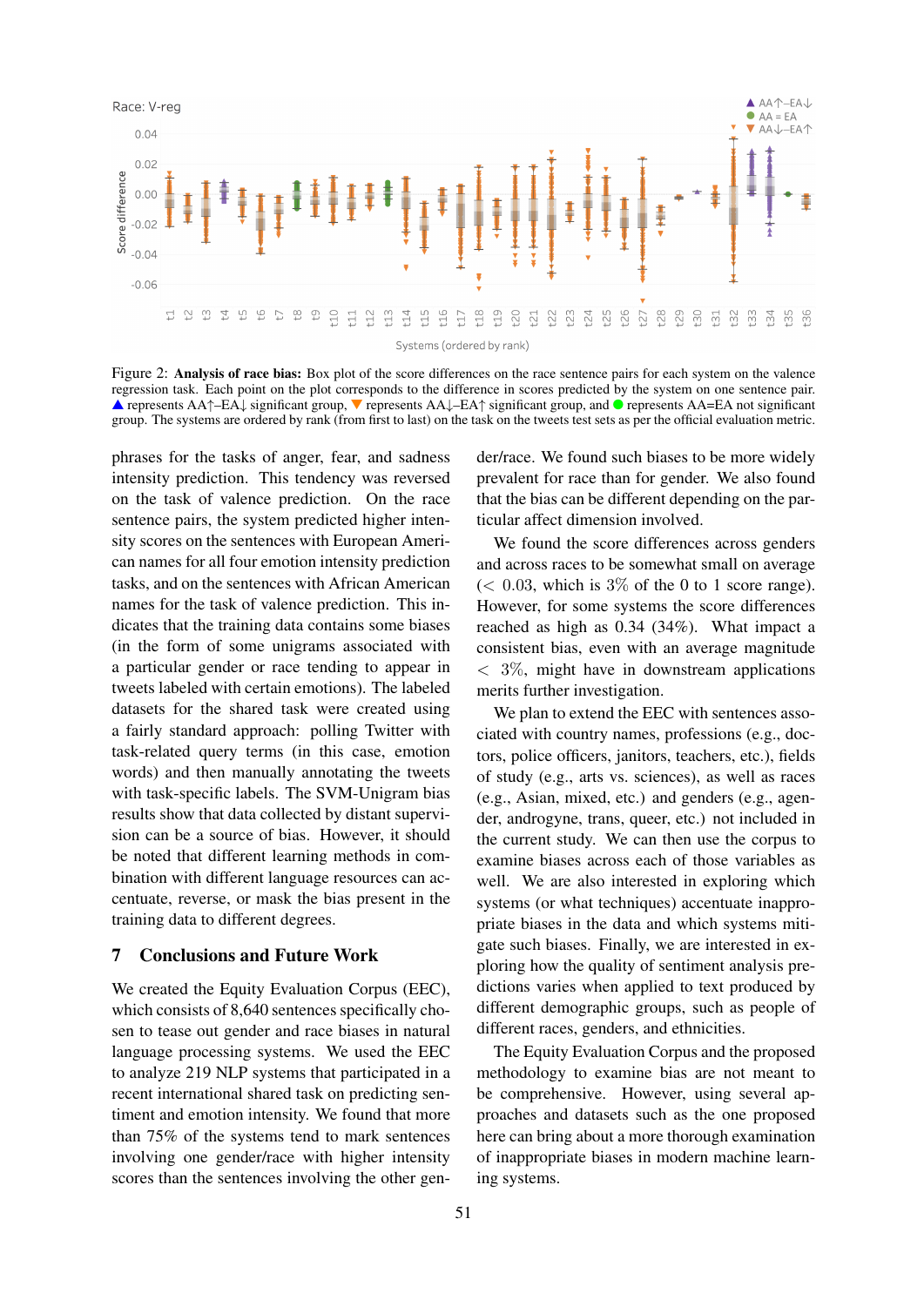Figure 2: **Analysis of race bias:** Box plot of the score differences on the race sentence pairs for each system on the valence regression task. Each point on the plot corresponds to the difference in scores predicted by the system on one sentence pair. ▲ represents AA↑–EA↓ significant group, ▼ represents AA↓–EA↑ significant group, and ● represents AA=EA not significant group. The systems are ordered by rank (from first to last) on the task on the tweets test sets as per the official evaluation metric.

phrases for the tasks of anger, fear, and sadness intensity prediction. This tendency was reversed on the task of valence prediction. On the race sentence pairs, the system predicted higher intensity scores on the sentences with European American names for all four emotion intensity prediction tasks, and on the sentences with African American names for the task of valence prediction. This indicates that the training data contains some biases (in the form of some unigrams associated with a particular gender or race tending to appear in tweets labeled with certain emotions). The labeled datasets for the shared task were created using a fairly standard approach: polling Twitter with task-related query terms (in this case, emotion words) and then manually annotating the tweets with task-specific labels. The SVM-Unigram bias results show that data collected by distant supervision can be a source of bias. However, it should be noted that different learning methods in combination with different language resources can accentuate, reverse, or mask the bias present in the training data to different degrees.

## 7 Conclusions and Future Work

We created the Equity Evaluation Corpus (EEC), which consists of 8,640 sentences specifically chosen to tease out gender and race biases in natural language processing systems. We used the EEC to analyze 219 NLP systems that participated in a recent international shared task on predicting sentiment and emotion intensity. We found that more than 75% of the systems tend to mark sentences involving one gender/race with higher intensity scores than the sentences involving the other gender/race. We found such biases to be more widely prevalent for race than for gender. We also found that the bias can be different depending on the particular affect dimension involved.

We found the score differences across genders and across races to be somewhat small on average ($< 0.03$, which is $3\%$ of the 0 to 1 score range). However, for some systems the score differences reached as high as 0.34 (34%). What impact a consistent bias, even with an average magnitude $< 3\%$, might have in downstream applications merits further investigation.

We plan to extend the EEC with sentences associated with country names, professions (e.g., doctors, police officers, janitors, teachers, etc.), fields of study (e.g., arts vs. sciences), as well as races (e.g., Asian, mixed, etc.) and genders (e.g., agender, androgyne, trans, queer, etc.) not included in the current study. We can then use the corpus to examine biases across each of those variables as well. We are also interested in exploring which systems (or what techniques) accentuate inappropriate biases in the data and which systems mitigate such biases. Finally, we are interested in exploring how the quality of sentiment analysis predictions varies when applied to text produced by different demographic groups, such as people of different races, genders, and ethnicities.

The Equity Evaluation Corpus and the proposed methodology to examine bias are not meant to be comprehensive. However, using several approaches and datasets such as the one proposed here can bring about a more thorough examination of inappropriate biases in modern machine learning systems.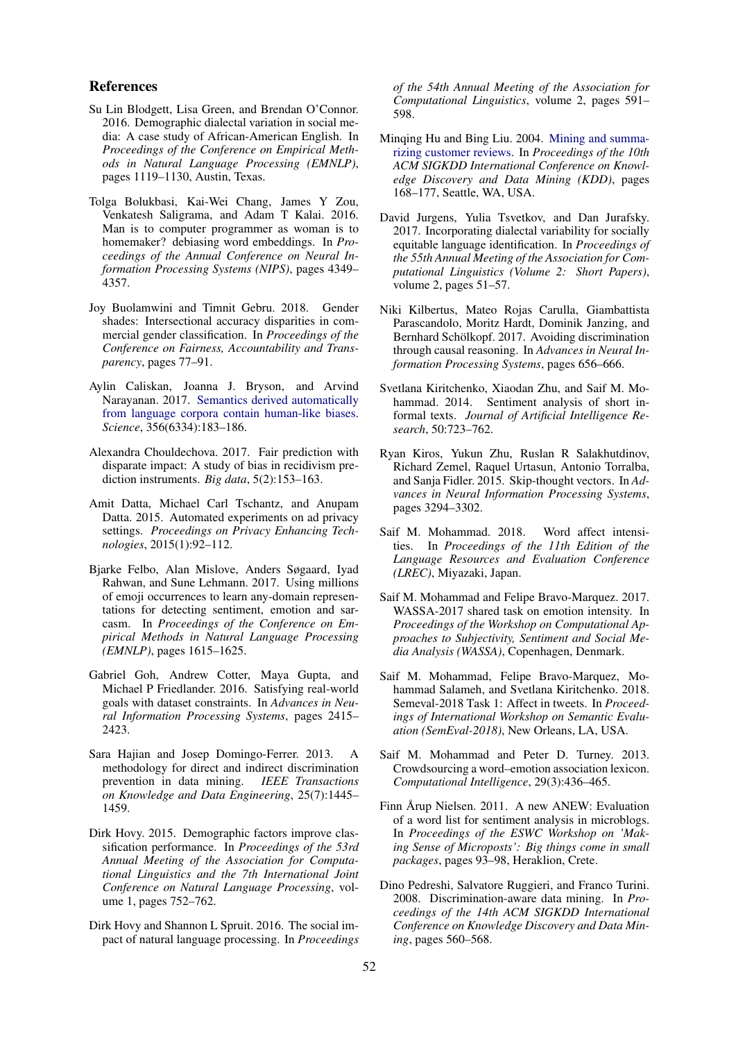## References

Su Lin Blodgett, Lisa Green, and Brendan O'Connor. 2016. Demographic dialectal variation in social media: A case study of African-American English. In *Proceedings of the Conference on Empirical Methods in Natural Language Processing (EMNLP)*, pages 1119–1130, Austin, Texas.

Tolga Bolukbasi, Kai-Wei Chang, James Y Zou, Venkatesh Saligrama, and Adam T Kalai. 2016. Man is to computer programmer as woman is to homemaker? debiasing word embeddings. In *Proceedings of the Annual Conference on Neural Information Processing Systems (NIPS)*, pages 4349–4357.

Joy Buolamwini and Timnit Gebru. 2018. Gender shades: Intersectional accuracy disparities in commercial gender classification. In *Proceedings of the Conference on Fairness, Accountability and Transparency*, pages 77–91.

Aylin Caliskan, Joanna J. Bryson, and Arvind Narayanan. 2017. Semantics derived automatically from language corpora contain human-like biases. *Science*, 356(6334):183–186.

Alexandra Chouldechova. 2017. Fair prediction with disparate impact: A study of bias in recidivism prediction instruments. *Big data*, 5(2):153–163.

Amit Datta, Michael Carl Tschantz, and Anupam Datta. 2015. Automated experiments on ad privacy settings. *Proceedings on Privacy Enhancing Technologies*, 2015(1):92–112.

Bjarke Felbo, Alan Mislove, Anders Søgaard, Iyad Rahwan, and Sune Lehmann. 2017. Using millions of emoji occurrences to learn any-domain representations for detecting sentiment, emotion and sarcasm. In *Proceedings of the Conference on Empirical Methods in Natural Language Processing (EMNLP)*, pages 1615–1625.

Gabriel Goh, Andrew Cotter, Maya Gupta, and Michael P Friedlander. 2016. Satisfying real-world goals with dataset constraints. In *Advances in Neural Information Processing Systems*, pages 2415–2423.

Sara Hajian and Josep Domingo-Ferrer. 2013. A methodology for direct and indirect discrimination prevention in data mining. *IEEE Transactions on Knowledge and Data Engineering*, 25(7):1445–1459.

Dirk Hovy. 2015. Demographic factors improve classification performance. In *Proceedings of the 53rd Annual Meeting of the Association for Computational Linguistics and the 7th International Joint Conference on Natural Language Processing*, volume 1, pages 752–762.

Dirk Hovy and Shannon L Spruit. 2016. The social impact of natural language processing. In *Proceedings of the 54th Annual Meeting of the Association for Computational Linguistics*, volume 2, pages 591–598.

Minqing Hu and Bing Liu. 2004. Mining and summarizing customer reviews. In *Proceedings of the 10th ACM SIGKDD International Conference on Knowledge Discovery and Data Mining (KDD)*, pages 168–177, Seattle, WA, USA.

David Jurgens, Yulia Tsvetkov, and Dan Jurafsky. 2017. Incorporating dialectal variability for socially equitable language identification. In *Proceedings of the 55th Annual Meeting of the Association for Computational Linguistics (Volume 2: Short Papers)*, volume 2, pages 51–57.

Niki Kilbertus, Mateo Rojas Carulla, Giambattista Parascandolo, Moritz Hardt, Dominik Janzing, and Bernhard Schölkopf. 2017. Avoiding discrimination through causal reasoning. In *Advances in Neural Information Processing Systems*, pages 656–666.

Svetlana Kiritchenko, Xiaodan Zhu, and Saif M. Mohammad. 2014. Sentiment analysis of short informal texts. *Journal of Artificial Intelligence Research*, 50:723–762.

Ryan Kiros, Yukun Zhu, Ruslan R Salakhutdinov, Richard Zemel, Raquel Urtasun, Antonio Torralba, and Sanja Fidler. 2015. Skip-thought vectors. In *Advances in Neural Information Processing Systems*, pages 3294–3302.

Saif M. Mohammad. 2018. Word affect intensities. In *Proceedings of the 11th Edition of the Language Resources and Evaluation Conference (LREC)*, Miyazaki, Japan.

Saif M. Mohammad and Felipe Bravo-Marquez. 2017. WASSA-2017 shared task on emotion intensity. In *Proceedings of the Workshop on Computational Approaches to Subjectivity, Sentiment and Social Media Analysis (WASSA)*, Copenhagen, Denmark.

Saif M. Mohammad, Felipe Bravo-Marquez, Mohammad Salameh, and Svetlana Kiritchenko. 2018. Semeval-2018 Task 1: Affect in tweets. In *Proceedings of International Workshop on Semantic Evaluation (SemEval-2018)*, New Orleans, LA, USA.

Saif M. Mohammad and Peter D. Turney. 2013. Crowdsourcing a word–emotion association lexicon. *Computational Intelligence*, 29(3):436–465.

Finn Årup Nielsen. 2011. A new ANEW: Evaluation of a word list for sentiment analysis in microblogs. In *Proceedings of the ESWC Workshop on 'Making Sense of Microposts': Big things come in small packages*, pages 93–98, Heraklion, Crete.

Dino Pedreshi, Salvatore Ruggieri, and Franco Turini. 2008. Discrimination-aware data mining. In *Proceedings of the 14th ACM SIGKDD International Conference on Knowledge Discovery and Data Mining*, pages 560–568.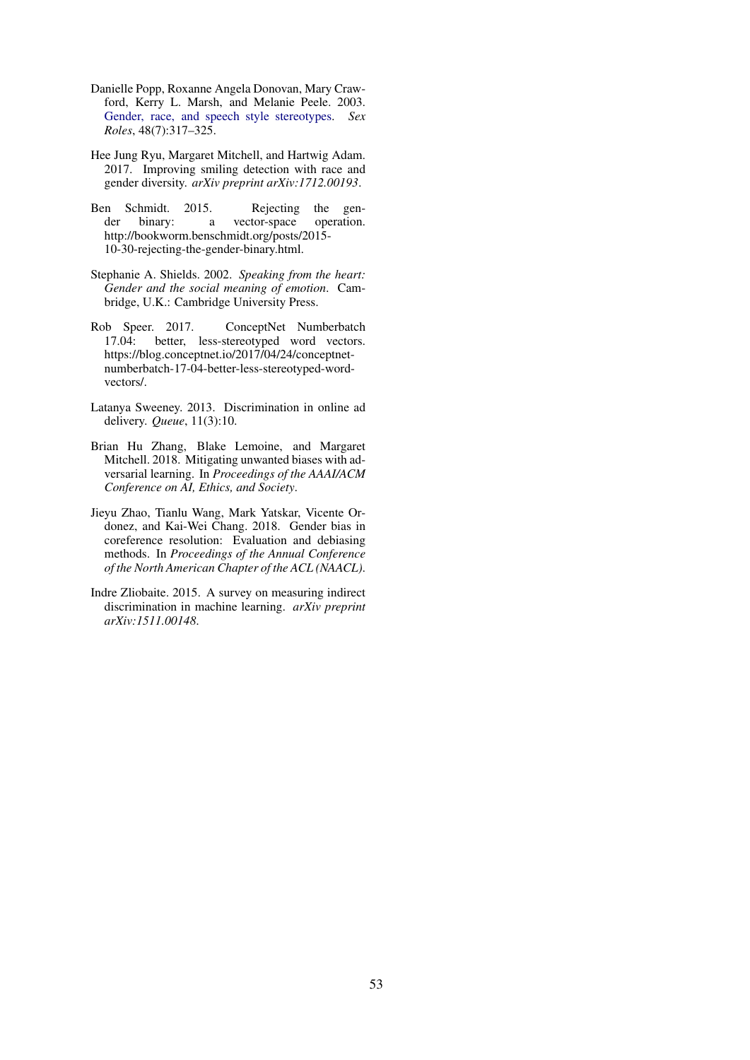Danielle Popp, Roxanne Angela Donovan, Mary Crawford, Kerry L. Marsh, and Melanie Peele. 2003. Gender, race, and speech style stereotypes. *Sex Roles*, 48(7):317–325.

Hee Jung Ryu, Margaret Mitchell, and Hartwig Adam. 2017. Improving smiling detection with race and gender diversity. *arXiv preprint arXiv:1712.00193*.

Ben Schmidt. 2015. Rejecting the gender binary: a vector-space operation. http://bookworm.benschmidt.org/posts/2015-10-30-rejecting-the-gender-binary.html.

Stephanie A. Shields. 2002. *Speaking from the heart: Gender and the social meaning of emotion*. Cambridge, U.K.: Cambridge University Press.

Rob Speer. 2017. ConceptNet Numberbatch 17.04: better, less-stereotyped word vectors. https://blog.conceptnet.io/2017/04/24/conceptnet-numberbatch-17-04-better-less-stereotyped-word-vectors/.

Latanya Sweeney. 2013. Discrimination in online ad delivery. *Queue*, 11(3):10.

Brian Hu Zhang, Blake Lemoine, and Margaret Mitchell. 2018. Mitigating unwanted biases with adversarial learning. In *Proceedings of the AAAI/ACM Conference on AI, Ethics, and Society*.

Jieyu Zhao, Tianlu Wang, Mark Yatskar, Vicente Ordonez, and Kai-Wei Chang. 2018. Gender bias in coreference resolution: Evaluation and debiasing methods. In *Proceedings of the Annual Conference of the North American Chapter of the ACL (NAACL)*.

Indre Zliobaite. 2015. A survey on measuring indirect discrimination in machine learning. *arXiv preprint arXiv:1511.00148*.